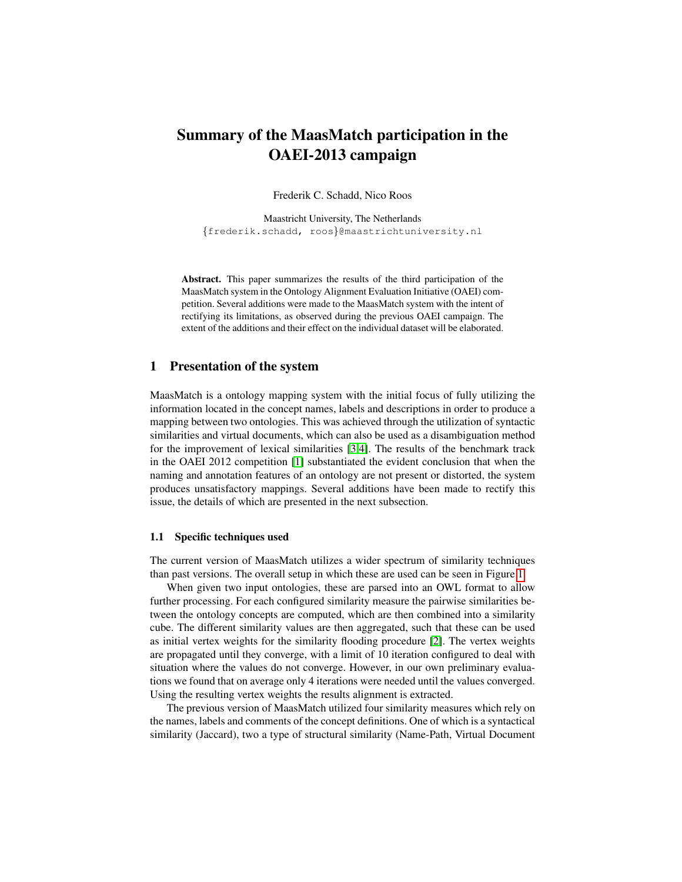# Summary of the MaasMatch participation in the OAEI-2013 campaign

Frederik C. Schadd, Nico Roos

Maastricht University, The Netherlands
{frederik.schadd, roos}@maastrichtuniversity.nl

**Abstract.** This paper summarizes the results of the third participation of the MaasMatch system in the Ontology Alignment Evaluation Initiative (OAEI) competition. Several additions were made to the MaasMatch system with the intent of rectifying its limitations, as observed during the previous OAEI campaign. The extent of the additions and their effect on the individual dataset will be elaborated.

## 1 Presentation of the system

MaasMatch is a ontology mapping system with the initial focus of fully utilizing the information located in the concept names, labels and descriptions in order to produce a mapping between two ontologies. This was achieved through the utilization of syntactic similarities and virtual documents, which can also be used as a disambiguation method for the improvement of lexical similarities [3,4]. The results of the benchmark track in the OAEI 2012 competition [1] substantiated the evident conclusion that when the naming and annotation features of an ontology are not present or distorted, the system produces unsatisfactory mappings. Several additions have been made to rectify this issue, the details of which are presented in the next subsection.

### 1.1 Specific techniques used

The current version of MaasMatch utilizes a wider spectrum of similarity techniques than past versions. The overall setup in which these are used can be seen in Figure 1.

When given two input ontologies, these are parsed into an OWL format to allow further processing. For each configured similarity measure the pairwise similarities between the ontology concepts are computed, which are then combined into a similarity cube. The different similarity values are then aggregated, such that these can be used as initial vertex weights for the similarity flooding procedure [2]. The vertex weights are propagated until they converge, with a limit of 10 iteration configured to deal with situation where the values do not converge. However, in our own preliminary evaluations we found that on average only 4 iterations were needed until the values converged. Using the resulting vertex weights the results alignment is extracted.

The previous version of MaasMatch utilized four similarity measures which rely on the names, labels and comments of the concept definitions. One of which is a syntactical similarity (Jaccard), two a type of structural similarity (Name-Path, Virtual Document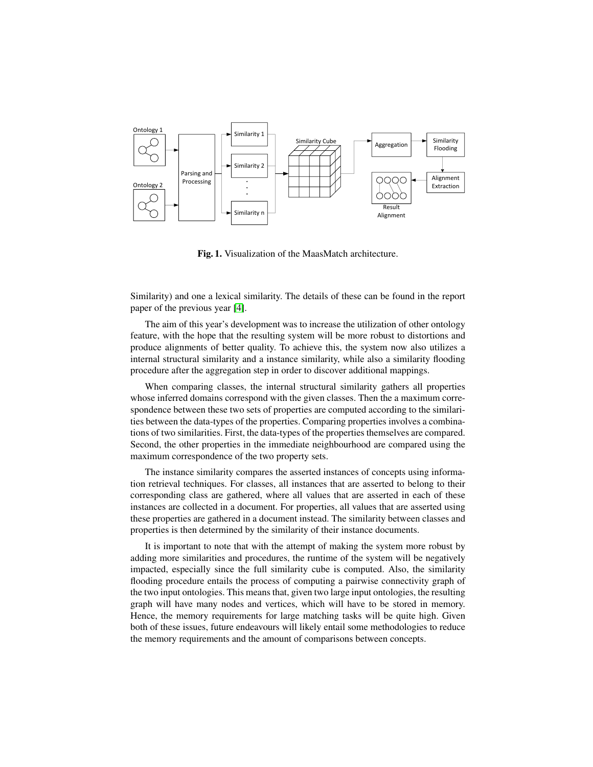Fig. 1. Visualization of the MaasMatch architecture.

Similarity) and one a lexical similarity. The details of these can be found in the report paper of the previous year [4].

The aim of this year's development was to increase the utilization of other ontology feature, with the hope that the resulting system will be more robust to distortions and produce alignments of better quality. To achieve this, the system now also utilizes a internal structural similarity and a instance similarity, while also a similarity flooding procedure after the aggregation step in order to discover additional mappings.

When comparing classes, the internal structural similarity gathers all properties whose inferred domains correspond with the given classes. Then the a maximum correspondence between these two sets of properties are computed according to the similarities between the data-types of the properties. Comparing properties involves a combinations of two similarities. First, the data-types of the properties themselves are compared. Second, the other properties in the immediate neighbourhood are compared using the maximum correspondence of the two property sets.

The instance similarity compares the asserted instances of concepts using information retrieval techniques. For classes, all instances that are asserted to belong to their corresponding class are gathered, where all values that are asserted in each of these instances are collected in a document. For properties, all values that are asserted using these properties are gathered in a document instead. The similarity between classes and properties is then determined by the similarity of their instance documents.

It is important to note that with the attempt of making the system more robust by adding more similarities and procedures, the runtime of the system will be negatively impacted, especially since the full similarity cube is computed. Also, the similarity flooding procedure entails the process of computing a pairwise connectivity graph of the two input ontologies. This means that, given two large input ontologies, the resulting graph will have many nodes and vertices, which will have to be stored in memory. Hence, the memory requirements for large matching tasks will be quite high. Given both of these issues, future endeavours will likely entail some methodologies to reduce the memory requirements and the amount of comparisons between concepts.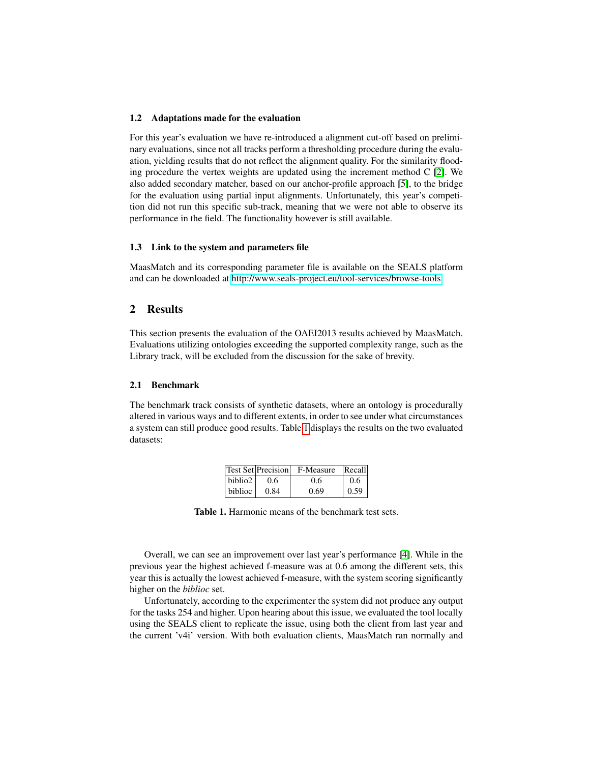### 1.2 Adaptations made for the evaluation

For this year's evaluation we have re-introduced a alignment cut-off based on preliminary evaluations, since not all tracks perform a thresholding procedure during the evaluation, yielding results that do not reflect the alignment quality. For the similarity flooding procedure the vertex weights are updated using the increment method C [2]. We also added secondary matcher, based on our anchor-profile approach [5], to the bridge for the evaluation using partial input alignments. Unfortunately, this year's competition did not run this specific sub-track, meaning that we were not able to observe its performance in the field. The functionality however is still available.

### 1.3 Link to the system and parameters file

MaasMatch and its corresponding parameter file is available on the SEALS platform and can be downloaded at http://www.seals-project.eu/tool-services/browse-tools

## 2 Results

This section presents the evaluation of the OAEI2013 results achieved by MaasMatch. Evaluations utilizing ontologies exceeding the supported complexity range, such as the Library track, will be excluded from the discussion for the sake of brevity.

### 2.1 Benchmark

The benchmark track consists of synthetic datasets, where an ontology is procedurally altered in various ways and to different extents, in order to see under what circumstances a system can still produce good results. Table 1 displays the results on the two evaluated datasets:

| Test Set | Precision | F-Measure | Recall |
|---|---|---|---|
| biblio2 | 0.6 | 0.6 | 0.6 |
| biblioc | 0.84 | 0.69 | 0.59 |

**Table 1.** Harmonic means of the benchmark test sets.

Overall, we can see an improvement over last year's performance [4]. While in the previous year the highest achieved f-measure was at 0.6 among the different sets, this year this is actually the lowest achieved f-measure, with the system scoring significantly higher on the *biblioc* set.

Unfortunately, according to the experimenter the system did not produce any output for the tasks 254 and higher. Upon hearing about this issue, we evaluated the tool locally using the SEALS client to replicate the issue, using both the client from last year and the current 'v4i' version. With both evaluation clients, MaasMatch ran normally and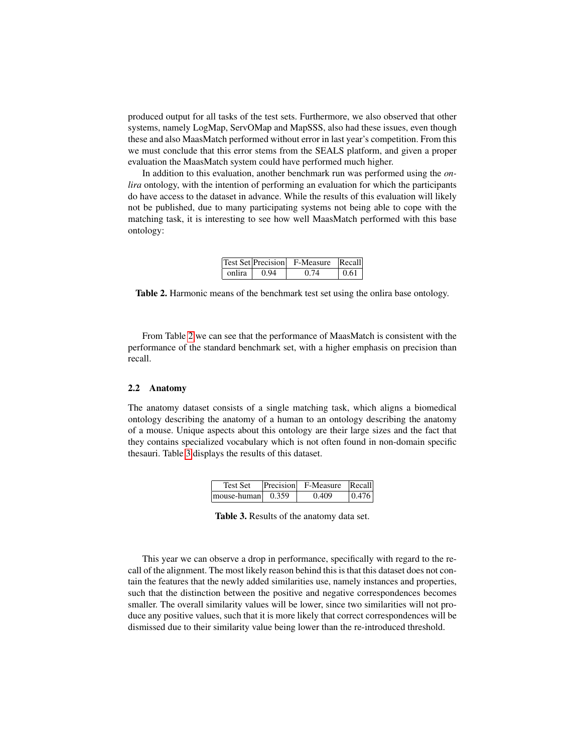produced output for all tasks of the test sets. Furthermore, we also observed that other systems, namely LogMap, ServOMap and MapSSS, also had these issues, even though these and also MaasMatch performed without error in last year's competition. From this we must conclude that this error stems from the SEALS platform, and given a proper evaluation the MaasMatch system could have performed much higher.

In addition to this evaluation, another benchmark run was performed using the *onlira* ontology, with the intention of performing an evaluation for which the participants do have access to the dataset in advance. While the results of this evaluation will likely not be published, due to many participating systems not being able to cope with the matching task, it is interesting to see how well MaasMatch performed with this base ontology:

| Test Set | Precision | F-Measure | Recall |
|---|---|---|---|
| onlira | 0.94 | 0.74 | 0.61 |

**Table 2.** Harmonic means of the benchmark test set using the onlira base ontology.

From Table 2 we can see that the performance of MaasMatch is consistent with the performance of the standard benchmark set, with a higher emphasis on precision than recall.

### 2.2 Anatomy

The anatomy dataset consists of a single matching task, which aligns a biomedical ontology describing the anatomy of a human to an ontology describing the anatomy of a mouse. Unique aspects about this ontology are their large sizes and the fact that they contains specialized vocabulary which is not often found in non-domain specific thesauri. Table 3 displays the results of this dataset.

| Test Set | Precision | F-Measure | Recall |
|---|---|---|---|
| mouse-human | 0.359 | 0.409 | 0.476 |

**Table 3.** Results of the anatomy data set.

This year we can observe a drop in performance, specifically with regard to the recall of the alignment. The most likely reason behind this is that this dataset does not contain the features that the newly added similarities use, namely instances and properties, such that the distinction between the positive and negative correspondences becomes smaller. The overall similarity values will be lower, since two similarities will not produce any positive values, such that it is more likely that correct correspondences will be dismissed due to their similarity value being lower than the re-introduced threshold.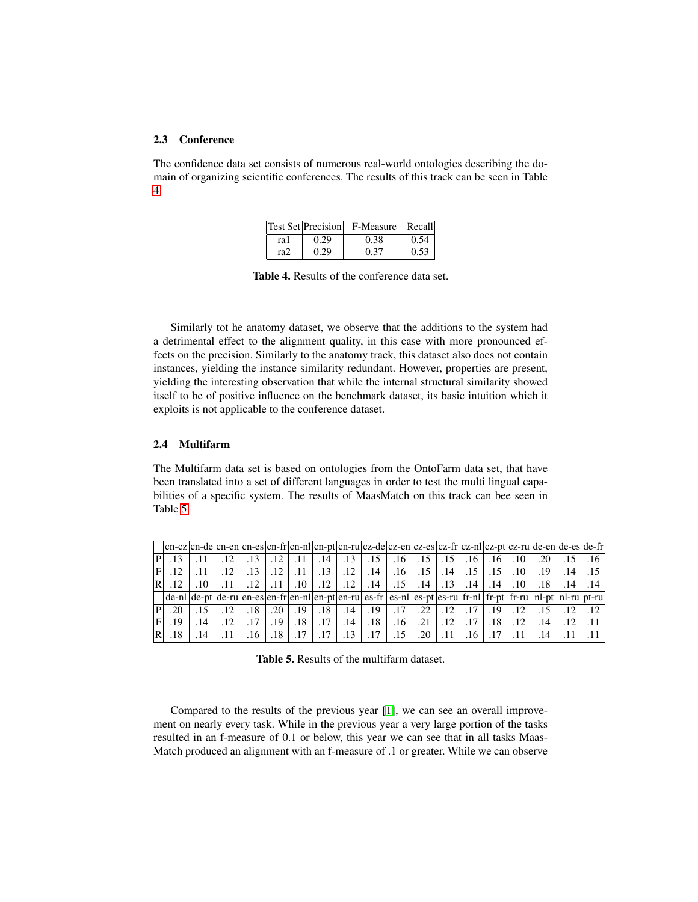### 2.3 Conference

The confidence data set consists of numerous real-world ontologies describing the domain of organizing scientific conferences. The results of this track can be seen in Table 4.

| Test Set | Precision | F-Measure | Recall |
|---|---|---|---|
| ra1 | 0.29 | 0.38 | 0.54 |
| ra2 | 0.29 | 0.37 | 0.53 |

**Table 4.** Results of the conference data set.

Similarly tot he anatomy dataset, we observe that the additions to the system had a detrimental effect to the alignment quality, in this case with more pronounced effects on the precision. Similarly to the anatomy track, this dataset also does not contain instances, yielding the instance similarity redundant. However, properties are present, yielding the interesting observation that while the internal structural similarity showed itself to be of positive influence on the benchmark dataset, its basic intuition which it exploits is not applicable to the conference dataset.

### 2.4 Multifarm

The Multifarm data set is based on ontologies from the OntoFarm data set, that have been translated into a set of different languages in order to test the multi lingual capabilities of a specific system. The results of MaasMatch on this track can bee seen in Table 5.

| | cn-cz | cn-de | cn-en | cn-es | cn-fr | cn-nl | cn-pt | cn-ru | cz-de | cz-en | cz-es | cz-fr | cz-nl | cz-pt | cz-ru | de-en | de-es | de-fr |
|---|---|---|---|---|---|---|---|---|---|---|---|---|---|---|---|---|---|---|
| P | .13 | .11 | .12 | .13 | .12 | .11 | .14 | .13 | .15 | .16 | .15 | .15 | .16 | .16 | .10 | .20 | .15 | .16 |
| F | .12 | .11 | .12 | .13 | .12 | .11 | .13 | .12 | .14 | .16 | .15 | .14 | .15 | .15 | .10 | .19 | .14 | .15 |
| R | .12 | .10 | .11 | .12 | .11 | .10 | .12 | .12 | .14 | .15 | .14 | .13 | .14 | .14 | .10 | .18 | .14 | .14 |
| | de-nl | de-pt | de-ru | en-es | en-fr | en-nl | en-pt | en-ru | es-fr | es-nl | es-pt | es-ru | fr-nl | fr-pt | fr-ru | nl-pt | nl-ru | pt-ru |
| P | .20 | .15 | .12 | .18 | .20 | .19 | .18 | .14 | .19 | .17 | .22 | .12 | .17 | .19 | .12 | .15 | .12 | .12 |
| F | .19 | .14 | .12 | .17 | .19 | .18 | .17 | .14 | .18 | .16 | .21 | .12 | .17 | .18 | .12 | .14 | .12 | .11 |
| R | .18 | .14 | .11 | .16 | .18 | .17 | .17 | .13 | .17 | .15 | .20 | .11 | .16 | .17 | .11 | .14 | .11 | .11 |

**Table 5.** Results of the multifarm dataset.

Compared to the results of the previous year [1], we can see an overall improvement on nearly every task. While in the previous year a very large portion of the tasks resulted in an f-measure of 0.1 or below, this year we can see that in all tasks MaasMatch produced an alignment with an f-measure of .1 or greater. While we can observe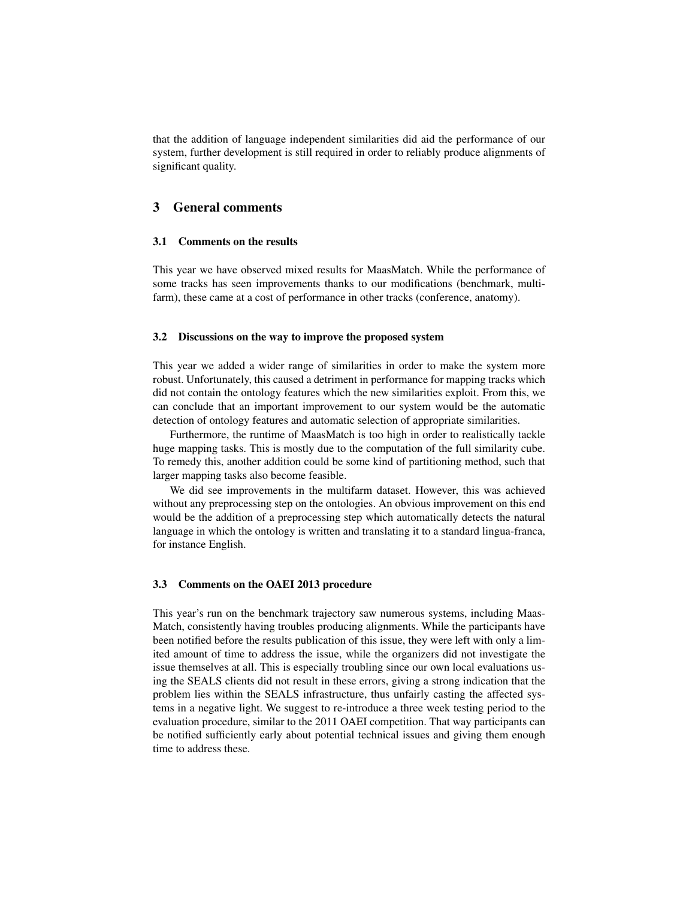that the addition of language independent similarities did aid the performance of our system, further development is still required in order to reliably produce alignments of significant quality.

## 3 General comments

### 3.1 Comments on the results

This year we have observed mixed results for MaasMatch. While the performance of some tracks has seen improvements thanks to our modifications (benchmark, multi-farm), these came at a cost of performance in other tracks (conference, anatomy).

### 3.2 Discussions on the way to improve the proposed system

This year we added a wider range of similarities in order to make the system more robust. Unfortunately, this caused a detriment in performance for mapping tracks which did not contain the ontology features which the new similarities exploit. From this, we can conclude that an important improvement to our system would be the automatic detection of ontology features and automatic selection of appropriate similarities.

Furthermore, the runtime of MaasMatch is too high in order to realistically tackle huge mapping tasks. This is mostly due to the computation of the full similarity cube. To remedy this, another addition could be some kind of partitioning method, such that larger mapping tasks also become feasible.

We did see improvements in the multifarm dataset. However, this was achieved without any preprocessing step on the ontologies. An obvious improvement on this end would be the addition of a preprocessing step which automatically detects the natural language in which the ontology is written and translating it to a standard lingua-franca, for instance English.

### 3.3 Comments on the OAEI 2013 procedure

This year's run on the benchmark trajectory saw numerous systems, including MaasMatch, consistently having troubles producing alignments. While the participants have been notified before the results publication of this issue, they were left with only a limited amount of time to address the issue, while the organizers did not investigate the issue themselves at all. This is especially troubling since our own local evaluations using the SEALS clients did not result in these errors, giving a strong indication that the problem lies within the SEALS infrastructure, thus unfairly casting the affected systems in a negative light. We suggest to re-introduce a three week testing period to the evaluation procedure, similar to the 2011 OAEI competition. That way participants can be notified sufficiently early about potential technical issues and giving them enough time to address these.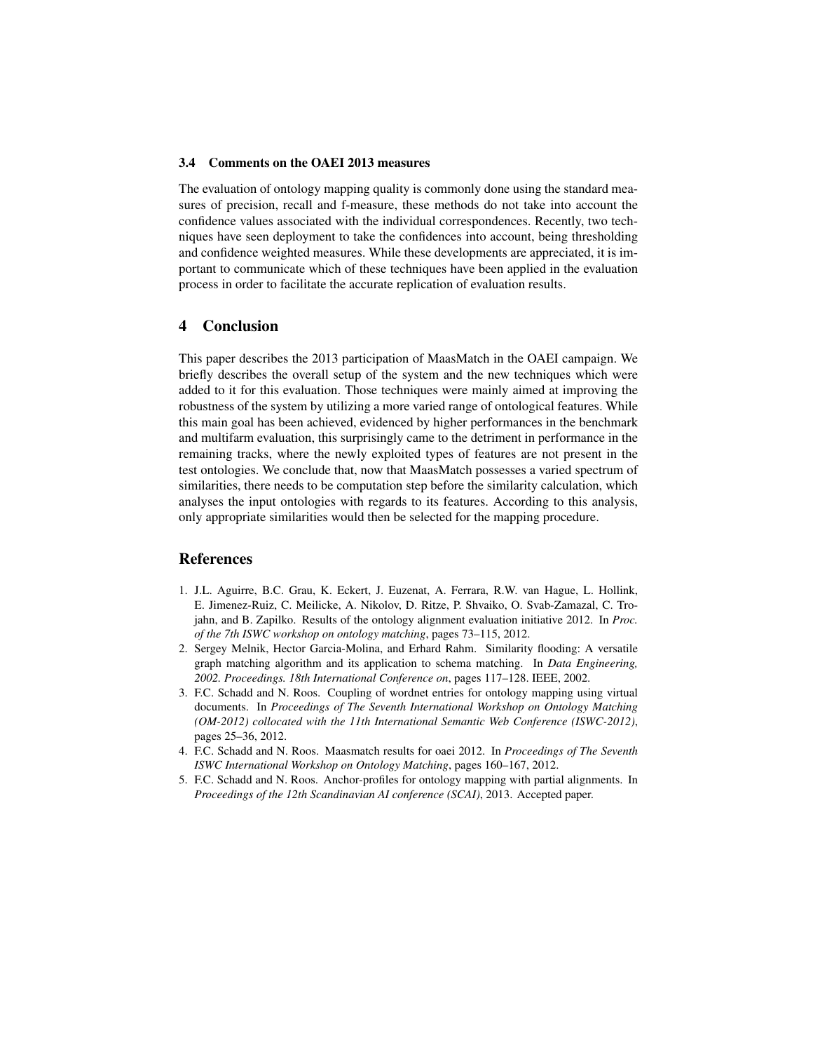### 3.4 Comments on the OAEI 2013 measures

The evaluation of ontology mapping quality is commonly done using the standard measures of precision, recall and f-measure, these methods do not take into account the confidence values associated with the individual correspondences. Recently, two techniques have seen deployment to take the confidences into account, being thresholding and confidence weighted measures. While these developments are appreciated, it is important to communicate which of these techniques have been applied in the evaluation process in order to facilitate the accurate replication of evaluation results.

## 4 Conclusion

This paper describes the 2013 participation of MaasMatch in the OAEI campaign. We briefly describes the overall setup of the system and the new techniques which were added to it for this evaluation. Those techniques were mainly aimed at improving the robustness of the system by utilizing a more varied range of ontological features. While this main goal has been achieved, evidenced by higher performances in the benchmark and multifarm evaluation, this surprisingly came to the detriment in performance in the remaining tracks, where the newly exploited types of features are not present in the test ontologies. We conclude that, now that MaasMatch possesses a varied spectrum of similarities, there needs to be computation step before the similarity calculation, which analyses the input ontologies with regards to its features. According to this analysis, only appropriate similarities would then be selected for the mapping procedure.

## References

1. J.L. Aguirre, B.C. Grau, K. Eckert, J. Euzenat, A. Ferrara, R.W. van Hague, L. Hollink, E. Jimenez-Ruiz, C. Meilicke, A. Nikolov, D. Ritze, P. Shvaiko, O. Svab-Zamazal, C. Trojahn, and B. Zapilko. Results of the ontology alignment evaluation initiative 2012. In *Proc. of the 7th ISWC workshop on ontology matching*, pages 73–115, 2012.
2. Sergey Melnik, Hector Garcia-Molina, and Erhard Rahm. Similarity flooding: A versatile graph matching algorithm and its application to schema matching. In *Data Engineering, 2002. Proceedings. 18th International Conference on*, pages 117–128. IEEE, 2002.
3. F.C. Schadd and N. Roos. Coupling of wordnet entries for ontology mapping using virtual documents. In *Proceedings of The Seventh International Workshop on Ontology Matching (OM-2012) collocated with the 11th International Semantic Web Conference (ISWC-2012)*, pages 25–36, 2012.
4. F.C. Schadd and N. Roos. Maasmatch results for oaei 2012. In *Proceedings of The Seventh ISWC International Workshop on Ontology Matching*, pages 160–167, 2012.
5. F.C. Schadd and N. Roos. Anchor-profiles for ontology mapping with partial alignments. In *Proceedings of the 12th Scandinavian AI conference (SCAI)*, 2013. Accepted paper.